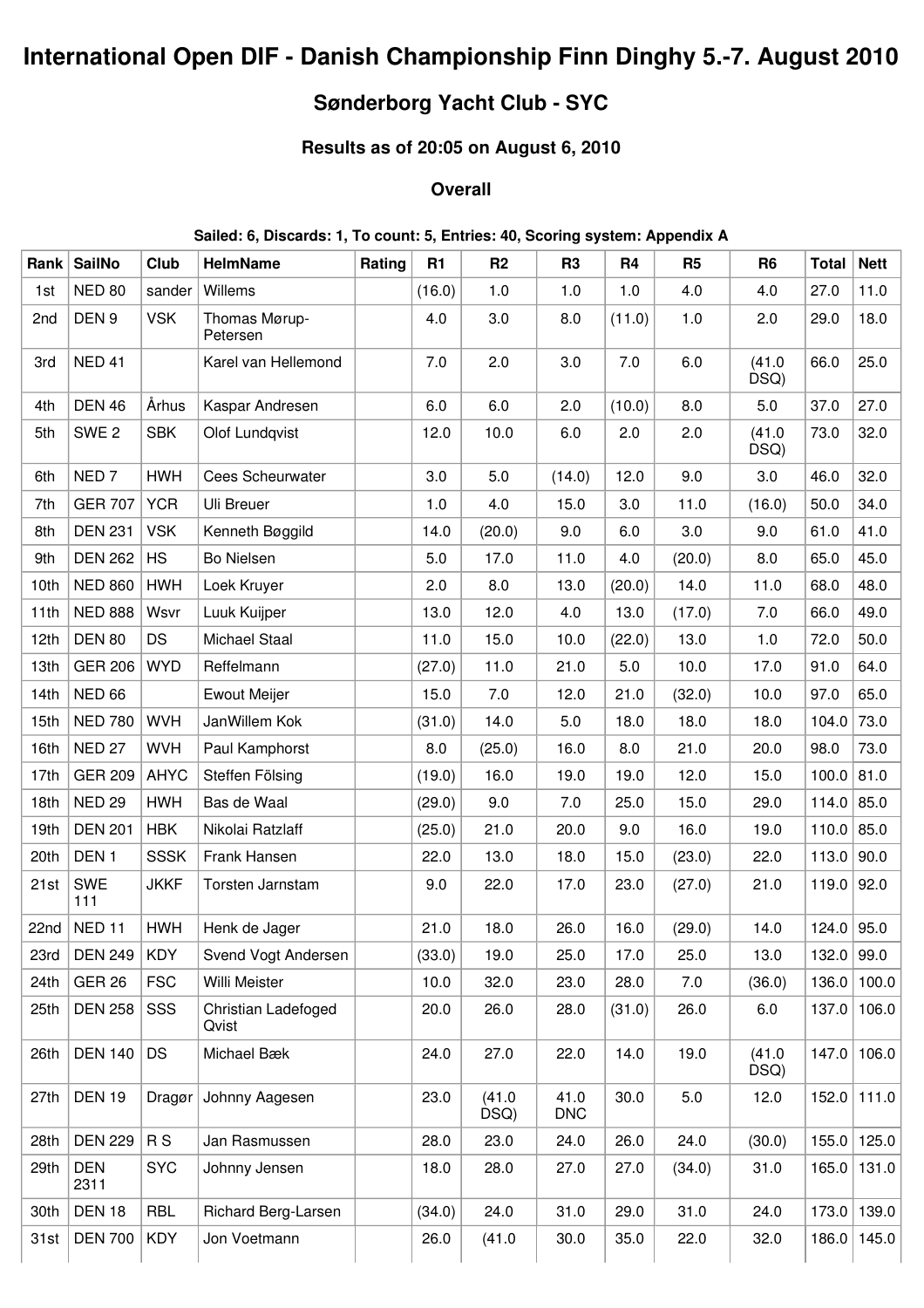# International Open DIF - Danish Championship Finn Dinghy 5.-7. August 2010

## Sønderborg Yacht Club - SYC

### Results as of 20:05 on August 6, 2010

#### Overall

**Sailed: 6, Discards: 1, To count: 5, Entries: 40, Scoring system: Appendix A**

| Rank | SailNo | Club | HelmName | Rating | R1 | R2 | R3 | R4 | R5 | R6 | Total | Nett |
|---|---|---|---|---|---|---|---|---|---|---|---|---|
| 1st | NED 80 | sander | Willems | | (16.0) | 1.0 | 1.0 | 1.0 | 4.0 | 4.0 | 27.0 | 11.0 |
| 2nd | DEN 9 | VSK | Thomas Mørup-Petersen | | 4.0 | 3.0 | 8.0 | (11.0) | 1.0 | 2.0 | 29.0 | 18.0 |
| 3rd | NED 41 | | Karel van Hellemond | | 7.0 | 2.0 | 3.0 | 7.0 | 6.0 | (41.0 DSQ) | 66.0 | 25.0 |
| 4th | DEN 46 | Århus | Kaspar Andresen | | 6.0 | 6.0 | 2.0 | (10.0) | 8.0 | 5.0 | 37.0 | 27.0 |
| 5th | SWE 2 | SBK | Olof Lundqvist | | 12.0 | 10.0 | 6.0 | 2.0 | 2.0 | (41.0 DSQ) | 73.0 | 32.0 |
| 6th | NED 7 | HWH | Cees Scheurwater | | 3.0 | 5.0 | (14.0) | 12.0 | 9.0 | 3.0 | 46.0 | 32.0 |
| 7th | GER 707 | YCR | Uli Breuer | | 1.0 | 4.0 | 15.0 | 3.0 | 11.0 | (16.0) | 50.0 | 34.0 |
| 8th | DEN 231 | VSK | Kenneth Bøggild | | 14.0 | (20.0) | 9.0 | 6.0 | 3.0 | 9.0 | 61.0 | 41.0 |
| 9th | DEN 262 | HS | Bo Nielsen | | 5.0 | 17.0 | 11.0 | 4.0 | (20.0) | 8.0 | 65.0 | 45.0 |
| 10th | NED 860 | HWH | Loek Kruyer | | 2.0 | 8.0 | 13.0 | (20.0) | 14.0 | 11.0 | 68.0 | 48.0 |
| 11th | NED 888 | Wsvr | Luuk Kuijper | | 13.0 | 12.0 | 4.0 | 13.0 | (17.0) | 7.0 | 66.0 | 49.0 |
| 12th | DEN 80 | DS | Michael Staal | | 11.0 | 15.0 | 10.0 | (22.0) | 13.0 | 1.0 | 72.0 | 50.0 |
| 13th | GER 206 | WYD | Reffelmann | | (27.0) | 11.0 | 21.0 | 5.0 | 10.0 | 17.0 | 91.0 | 64.0 |
| 14th | NED 66 | | Ewout Meijer | | 15.0 | 7.0 | 12.0 | 21.0 | (32.0) | 10.0 | 97.0 | 65.0 |
| 15th | NED 780 | WVH | JanWillem Kok | | (31.0) | 14.0 | 5.0 | 18.0 | 18.0 | 18.0 | 104.0 | 73.0 |
| 16th | NED 27 | WVH | Paul Kamphorst | | 8.0 | (25.0) | 16.0 | 8.0 | 21.0 | 20.0 | 98.0 | 73.0 |
| 17th | GER 209 | AHYC | Steffen Fölsing | | (19.0) | 16.0 | 19.0 | 19.0 | 12.0 | 15.0 | 100.0 | 81.0 |
| 18th | NED 29 | HWH | Bas de Waal | | (29.0) | 9.0 | 7.0 | 25.0 | 15.0 | 29.0 | 114.0 | 85.0 |
| 19th | DEN 201 | HBK | Nikolai Ratzlaff | | (25.0) | 21.0 | 20.0 | 9.0 | 16.0 | 19.0 | 110.0 | 85.0 |
| 20th | DEN 1 | SSSK | Frank Hansen | | 22.0 | 13.0 | 18.0 | 15.0 | (23.0) | 22.0 | 113.0 | 90.0 |
| 21st | SWE 111 | JKKF | Torsten Jarnstam | | 9.0 | 22.0 | 17.0 | 23.0 | (27.0) | 21.0 | 119.0 | 92.0 |
| 22nd | NED 11 | HWH | Henk de Jager | | 21.0 | 18.0 | 26.0 | 16.0 | (29.0) | 14.0 | 124.0 | 95.0 |
| 23rd | DEN 249 | KDY | Svend Vogt Andersen | | (33.0) | 19.0 | 25.0 | 17.0 | 25.0 | 13.0 | 132.0 | 99.0 |
| 24th | GER 26 | FSC | Willi Meister | | 10.0 | 32.0 | 23.0 | 28.0 | 7.0 | (36.0) | 136.0 | 100.0 |
| 25th | DEN 258 | SSS | Christian Ladefoged Qvist | | 20.0 | 26.0 | 28.0 | (31.0) | 26.0 | 6.0 | 137.0 | 106.0 |
| 26th | DEN 140 | DS | Michael Bæk | | 24.0 | 27.0 | 22.0 | 14.0 | 19.0 | (41.0 DSQ) | 147.0 | 106.0 |
| 27th | DEN 19 | Dragør | Johnny Aagesen | | 23.0 | (41.0 DSQ) | 41.0 DNC | 30.0 | 5.0 | 12.0 | 152.0 | 111.0 |
| 28th | DEN 229 | R S | Jan Rasmussen | | 28.0 | 23.0 | 24.0 | 26.0 | 24.0 | (30.0) | 155.0 | 125.0 |
| 29th | DEN 2311 | SYC | Johnny Jensen | | 18.0 | 28.0 | 27.0 | 27.0 | (34.0) | 31.0 | 165.0 | 131.0 |
| 30th | DEN 18 | RBL | Richard Berg-Larsen | | (34.0) | 24.0 | 31.0 | 29.0 | 31.0 | 24.0 | 173.0 | 139.0 |
| 31st | DEN 700 | KDY | Jon Voetmann | | 26.0 | (41.0 | 30.0 | 35.0 | 22.0 | 32.0 | 186.0 | 145.0 |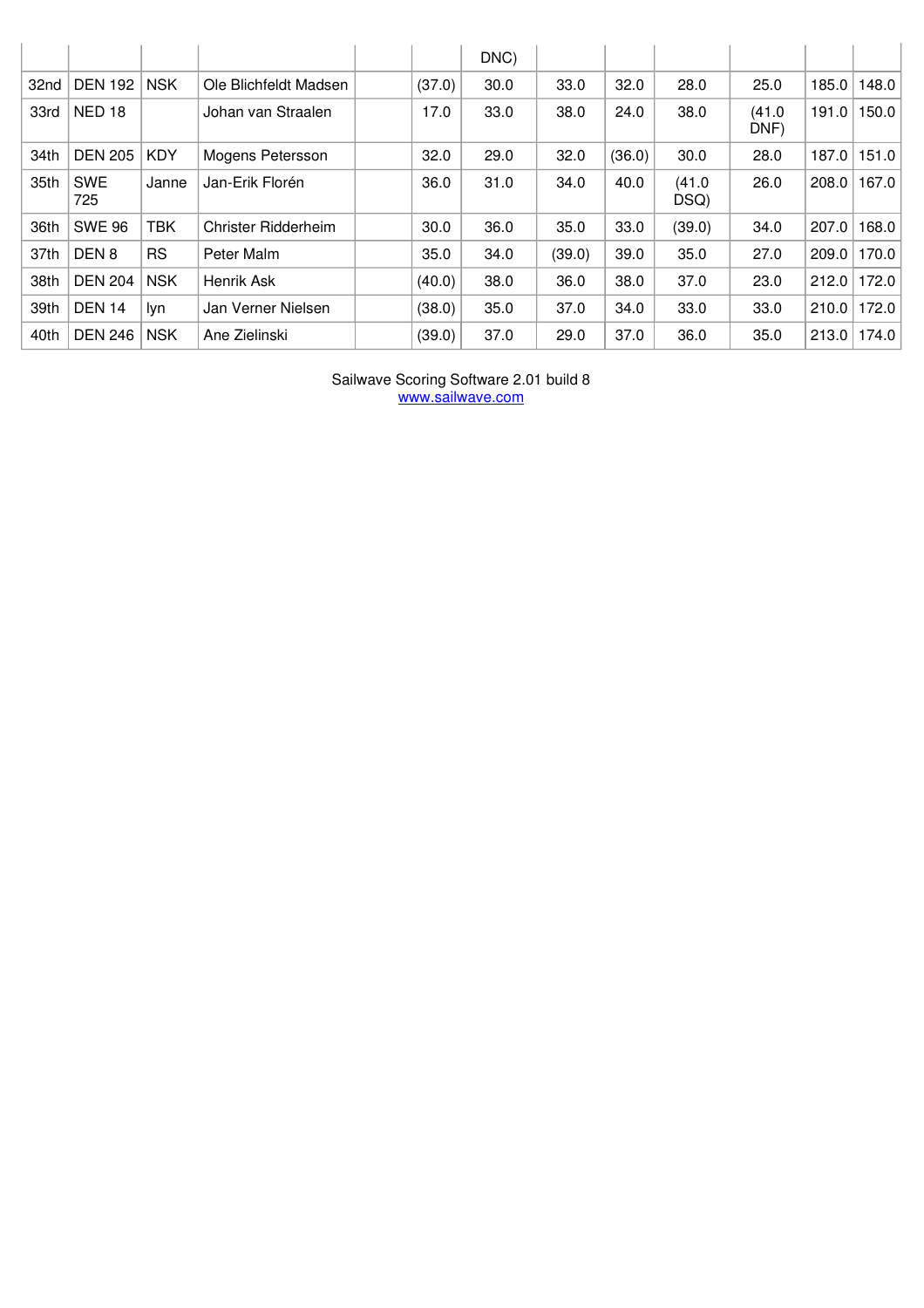| | | | | | | | | | | | | |
|---|---|---|---|---|---|---|---|---|---|---|---|---|
| | | | | | | DNC) | | | | | | |
| 32nd | DEN 192 | NSK | Ole Blichfeldt Madsen | | (37.0) | 30.0 | 33.0 | 32.0 | 28.0 | 25.0 | 185.0 | 148.0 |
| 33rd | NED 18 | | Johan van Straalen | | 17.0 | 33.0 | 38.0 | 24.0 | 38.0 | (41.0 DNF) | 191.0 | 150.0 |
| 34th | DEN 205 | KDY | Mogens Petersson | | 32.0 | 29.0 | 32.0 | (36.0) | 30.0 | 28.0 | 187.0 | 151.0 |
| 35th | SWE 725 | Janne | Jan-Erik Florén | | 36.0 | 31.0 | 34.0 | 40.0 | (41.0 DSQ) | 26.0 | 208.0 | 167.0 |
| 36th | SWE 96 | TBK | Christer Ridderheim | | 30.0 | 36.0 | 35.0 | 33.0 | (39.0) | 34.0 | 207.0 | 168.0 |
| 37th | DEN 8 | RS | Peter Malm | | 35.0 | 34.0 | (39.0) | 39.0 | 35.0 | 27.0 | 209.0 | 170.0 |
| 38th | DEN 204 | NSK | Henrik Ask | | (40.0) | 38.0 | 36.0 | 38.0 | 37.0 | 23.0 | 212.0 | 172.0 |
| 39th | DEN 14 | lyn | Jan Verner Nielsen | | (38.0) | 35.0 | 37.0 | 34.0 | 33.0 | 33.0 | 210.0 | 172.0 |
| 40th | DEN 246 | NSK | Ane Zielinski | | (39.0) | 37.0 | 29.0 | 37.0 | 36.0 | 35.0 | 213.0 | 174.0 |

Sailwave Scoring Software 2.01 build 8
www.sailwave.com